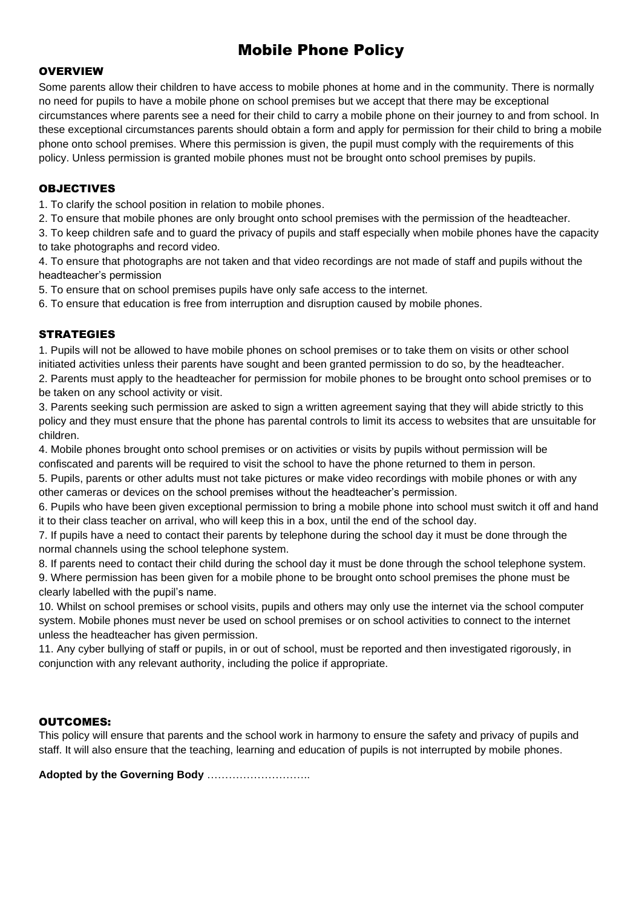# Mobile Phone Policy

## OVERVIEW

Some parents allow their children to have access to mobile phones at home and in the community. There is normally no need for pupils to have a mobile phone on school premises but we accept that there may be exceptional circumstances where parents see a need for their child to carry a mobile phone on their journey to and from school. In these exceptional circumstances parents should obtain a form and apply for permission for their child to bring a mobile phone onto school premises. Where this permission is given, the pupil must comply with the requirements of this policy. Unless permission is granted mobile phones must not be brought onto school premises by pupils.

## OBJECTIVES

1. To clarify the school position in relation to mobile phones.
2. To ensure that mobile phones are only brought onto school premises with the permission of the headteacher.
3. To keep children safe and to guard the privacy of pupils and staff especially when mobile phones have the capacity to take photographs and record video.
4. To ensure that photographs are not taken and that video recordings are not made of staff and pupils without the headteacher's permission
5. To ensure that on school premises pupils have only safe access to the internet.
6. To ensure that education is free from interruption and disruption caused by mobile phones.

## STRATEGIES

1. Pupils will not be allowed to have mobile phones on school premises or to take them on visits or other school initiated activities unless their parents have sought and been granted permission to do so, by the headteacher.
2. Parents must apply to the headteacher for permission for mobile phones to be brought onto school premises or to be taken on any school activity or visit.
3. Parents seeking such permission are asked to sign a written agreement saying that they will abide strictly to this policy and they must ensure that the phone has parental controls to limit its access to websites that are unsuitable for children.
4. Mobile phones brought onto school premises or on activities or visits by pupils without permission will be confiscated and parents will be required to visit the school to have the phone returned to them in person.
5. Pupils, parents or other adults must not take pictures or make video recordings with mobile phones or with any other cameras or devices on the school premises without the headteacher's permission.
6. Pupils who have been given exceptional permission to bring a mobile phone into school must switch it off and hand it to their class teacher on arrival, who will keep this in a box, until the end of the school day.
7. If pupils have a need to contact their parents by telephone during the school day it must be done through the normal channels using the school telephone system.
8. If parents need to contact their child during the school day it must be done through the school telephone system.
9. Where permission has been given for a mobile phone to be brought onto school premises the phone must be clearly labelled with the pupil's name.
10. Whilst on school premises or school visits, pupils and others may only use the internet via the school computer system. Mobile phones must never be used on school premises or on school activities to connect to the internet unless the headteacher has given permission.
11. Any cyber bullying of staff or pupils, in or out of school, must be reported and then investigated rigorously, in conjunction with any relevant authority, including the police if appropriate.

## OUTCOMES:

This policy will ensure that parents and the school work in harmony to ensure the safety and privacy of pupils and staff. It will also ensure that the teaching, learning and education of pupils is not interrupted by mobile phones.

**Adopted by the Governing Body** ………………………..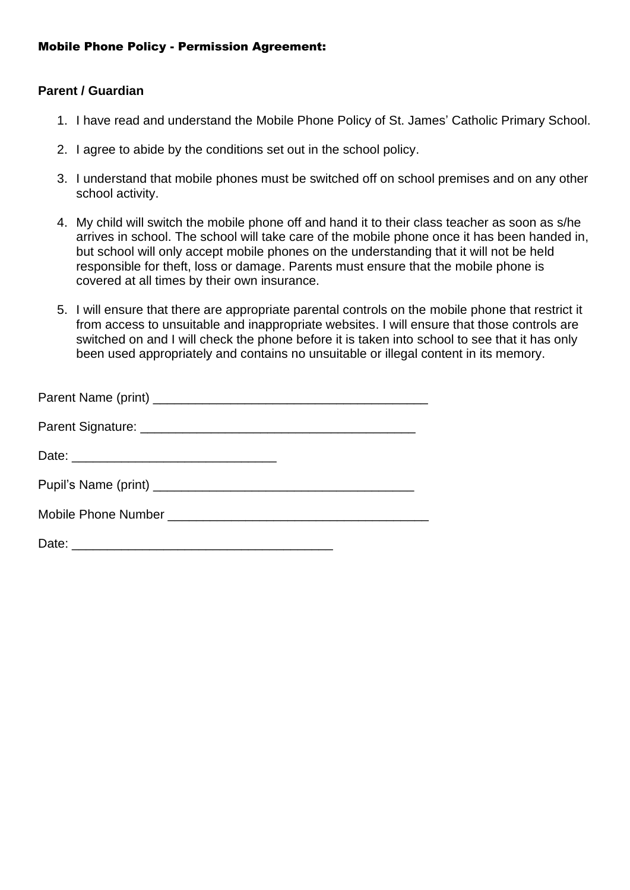## Mobile Phone Policy - Permission Agreement:

**Parent / Guardian**

1. I have read and understand the Mobile Phone Policy of St. James' Catholic Primary School.
2. I agree to abide by the conditions set out in the school policy.
3. I understand that mobile phones must be switched off on school premises and on any other school activity.
4. My child will switch the mobile phone off and hand it to their class teacher as soon as s/he arrives in school. The school will take care of the mobile phone once it has been handed in, but school will only accept mobile phones on the understanding that it will not be held responsible for theft, loss or damage. Parents must ensure that the mobile phone is covered at all times by their own insurance.
5. I will ensure that there are appropriate parental controls on the mobile phone that restrict it from access to unsuitable and inappropriate websites. I will ensure that those controls are switched on and I will check the phone before it is taken into school to see that it has only been used appropriately and contains no unsuitable or illegal content in its memory.

Parent Name (print) ______________________________________

Parent Signature: ______________________________________

Date: ____________________________

Pupil's Name (print) ____________________________________

Mobile Phone Number ____________________________________

Date: ____________________________________